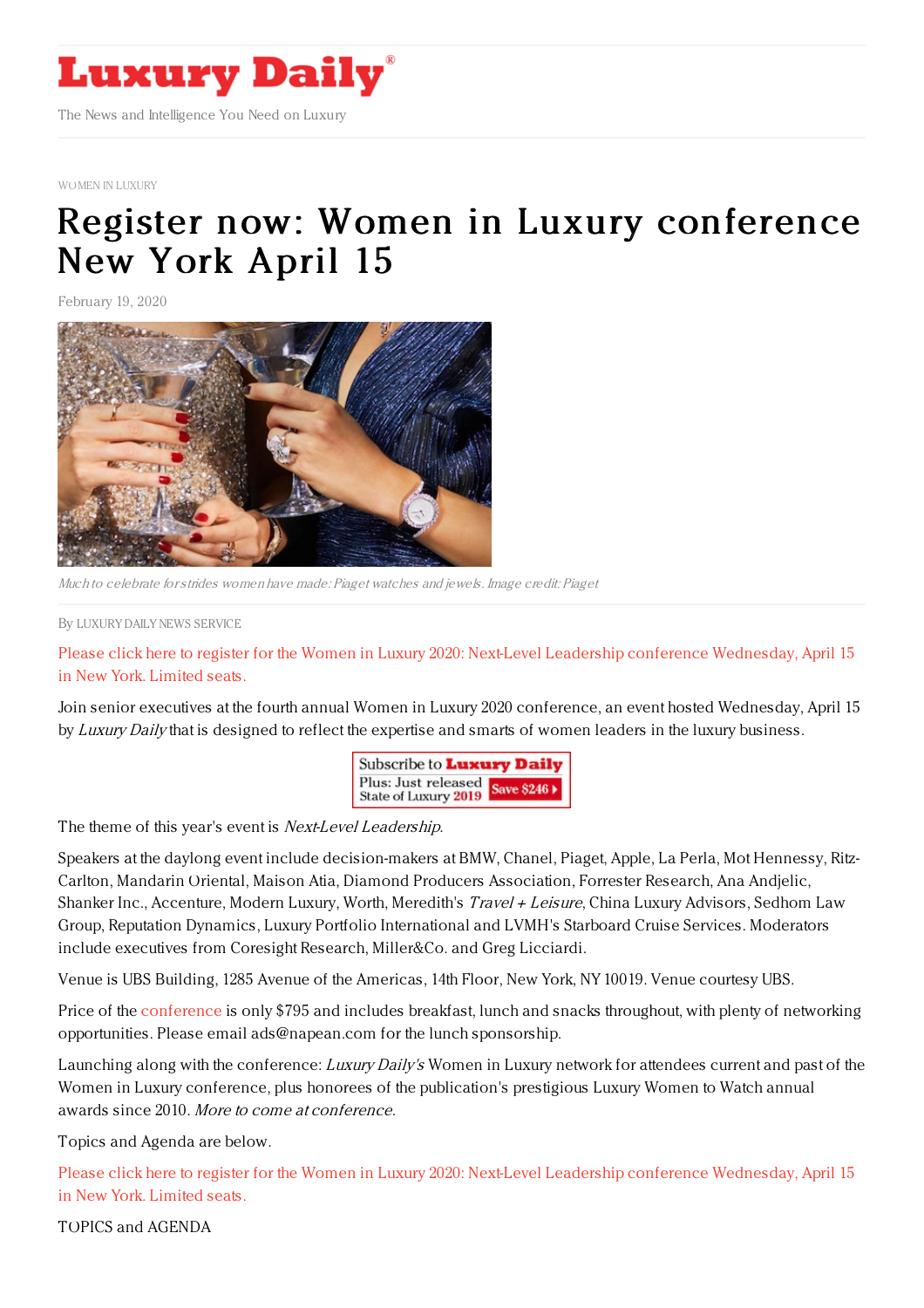# Luxury Daily

The News and Intelligence You Need on Luxury

WOMEN IN LUXURY

# Register now: Women in Luxury conference New York April 15

February 19, 2020

*Much to celebrate for strides women have made: Piaget watches and jewels. Image credit: Piaget*

By LUXURY DAILY NEWS SERVICE

Please click here to register for the Women in Luxury 2020: Next-Level Leadership conference Wednesday, April 15 in New York. Limited seats.

Join senior executives at the fourth annual Women in Luxury 2020 conference, an event hosted Wednesday, April 15 by *Luxury Daily* that is designed to reflect the expertise and smarts of women leaders in the luxury business.

The theme of this year's event is *Next-Level Leadership*.

Speakers at the daylong event include decision-makers at BMW, Chanel, Piaget, Apple, La Perla, Mot Hennessy, Ritz-Carlton, Mandarin Oriental, Maison Atia, Diamond Producers Association, Forrester Research, Ana Andjelic, Shanker Inc., Accenture, Modern Luxury, Worth, Meredith's *Travel + Leisure*, China Luxury Advisors, Sedhom Law Group, Reputation Dynamics, Luxury Portfolio International and LVMH's Starboard Cruise Services. Moderators include executives from Coresight Research, Miller&Co. and Greg Licciardi.

Venue is UBS Building, 1285 Avenue of the Americas, 14th Floor, New York, NY 10019. Venue courtesy UBS.

Price of the conference is only $795 and includes breakfast, lunch and snacks throughout, with plenty of networking opportunities. Please email ads@napean.com for the lunch sponsorship.

Launching along with the conference: *Luxury Daily's* Women in Luxury network for attendees current and past of the Women in Luxury conference, plus honorees of the publication's prestigious Luxury Women to Watch annual awards since 2010. *More to come at conference.*

Topics and Agenda are below.

Please click here to register for the Women in Luxury 2020: Next-Level Leadership conference Wednesday, April 15 in New York. Limited seats.

TOPICS and AGENDA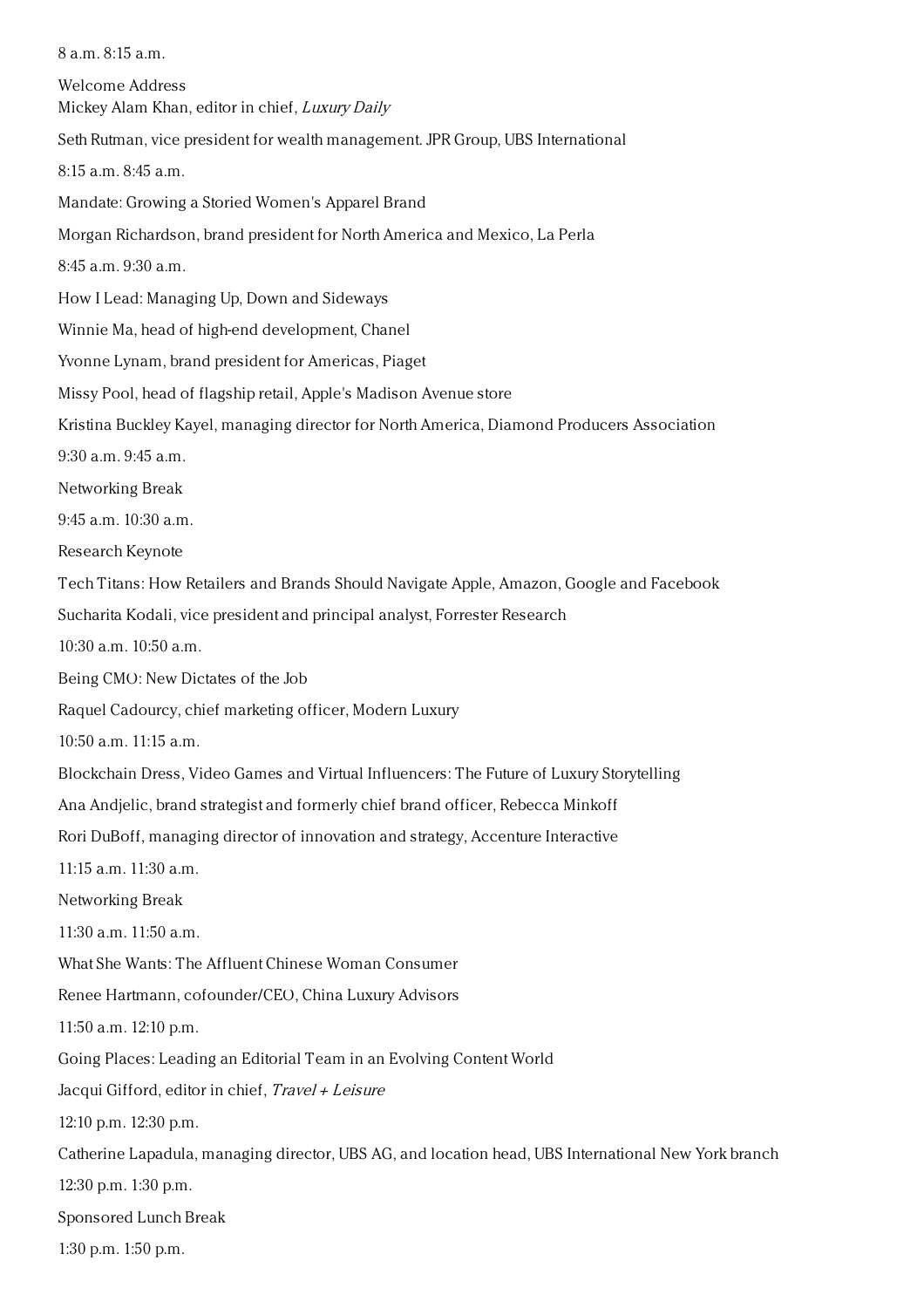8 a.m. 8:15 a.m.

Welcome Address
Mickey Alam Khan, editor in chief, *Luxury Daily*

Seth Rutman, vice president for wealth management. JPR Group, UBS International

8:15 a.m. 8:45 a.m.

Mandate: Growing a Storied Women's Apparel Brand

Morgan Richardson, brand president for North America and Mexico, La Perla

8:45 a.m. 9:30 a.m.

How I Lead: Managing Up, Down and Sideways

Winnie Ma, head of high-end development, Chanel

Yvonne Lynam, brand president for Americas, Piaget

Missy Pool, head of flagship retail, Apple's Madison Avenue store

Kristina Buckley Kayel, managing director for North America, Diamond Producers Association

9:30 a.m. 9:45 a.m.

Networking Break

9:45 a.m. 10:30 a.m.

Research Keynote

Tech Titans: How Retailers and Brands Should Navigate Apple, Amazon, Google and Facebook

Sucharita Kodali, vice president and principal analyst, Forrester Research

10:30 a.m. 10:50 a.m.

Being CMO: New Dictates of the Job

Raquel Cadourcy, chief marketing officer, Modern Luxury

10:50 a.m. 11:15 a.m.

Blockchain Dress, Video Games and Virtual Influencers: The Future of Luxury Storytelling

Ana Andjelic, brand strategist and formerly chief brand officer, Rebecca Minkoff

Rori DuBoff, managing director of innovation and strategy, Accenture Interactive

11:15 a.m. 11:30 a.m.

Networking Break

11:30 a.m. 11:50 a.m.

What She Wants: The Affluent Chinese Woman Consumer

Renee Hartmann, cofounder/CEO, China Luxury Advisors

11:50 a.m. 12:10 p.m.

Going Places: Leading an Editorial Team in an Evolving Content World

Jacqui Gifford, editor in chief, *Travel + Leisure*

12:10 p.m. 12:30 p.m.

Catherine Lapadula, managing director, UBS AG, and location head, UBS International New York branch

12:30 p.m. 1:30 p.m.

Sponsored Lunch Break

1:30 p.m. 1:50 p.m.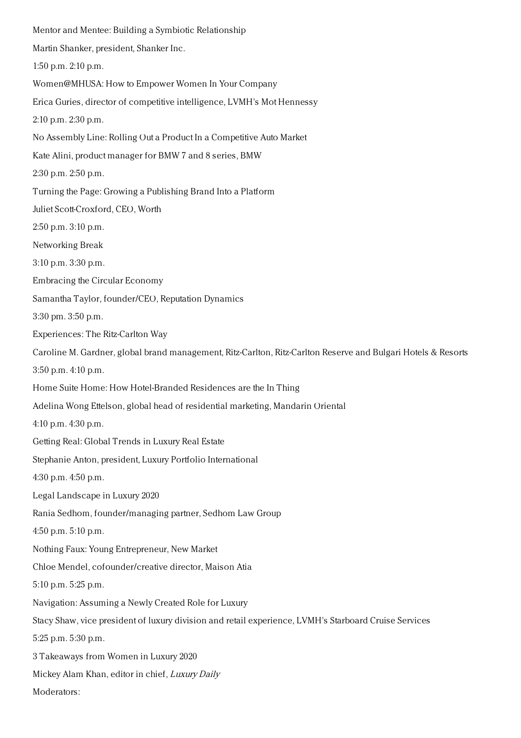Mentor and Mentee: Building a Symbiotic Relationship

Martin Shanker, president, Shanker Inc.

1:50 p.m. 2:10 p.m.

Women@MHUSA: How to Empower Women In Your Company

Erica Guries, director of competitive intelligence, LVMH's Mot Hennessy

2:10 p.m. 2:30 p.m.

No Assembly Line: Rolling Out a Product In a Competitive Auto Market

Kate Alini, product manager for BMW 7 and 8 series, BMW

2:30 p.m. 2:50 p.m.

Turning the Page: Growing a Publishing Brand Into a Platform

Juliet Scott-Croxford, CEO, Worth

2:50 p.m. 3:10 p.m.

Networking Break

3:10 p.m. 3:30 p.m.

Embracing the Circular Economy

Samantha Taylor, founder/CEO, Reputation Dynamics

3:30 pm. 3:50 p.m.

Experiences: The Ritz-Carlton Way

Caroline M. Gardner, global brand management, Ritz-Carlton, Ritz-Carlton Reserve and Bulgari Hotels & Resorts

3:50 p.m. 4:10 p.m.

Home Suite Home: How Hotel-Branded Residences are the In Thing

Adelina Wong Ettelson, global head of residential marketing, Mandarin Oriental

4:10 p.m. 4:30 p.m.

Getting Real: Global Trends in Luxury Real Estate

Stephanie Anton, president, Luxury Portfolio International

4:30 p.m. 4:50 p.m.

Legal Landscape in Luxury 2020

Rania Sedhom, founder/managing partner, Sedhom Law Group

4:50 p.m. 5:10 p.m.

Nothing Faux: Young Entrepreneur, New Market

Chloe Mendel, cofounder/creative director, Maison Atia

5:10 p.m. 5:25 p.m.

Navigation: Assuming a Newly Created Role for Luxury

Stacy Shaw, vice president of luxury division and retail experience, LVMH's Starboard Cruise Services

5:25 p.m. 5:30 p.m.

3 Takeaways from Women in Luxury 2020

Mickey Alam Khan, editor in chief, *Luxury Daily*

Moderators: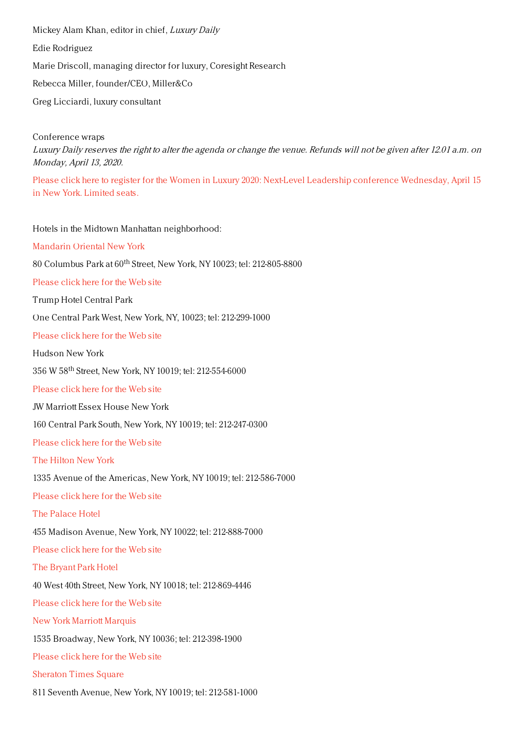Mickey Alam Khan, editor in chief, *Luxury Daily*

Edie Rodriguez

Marie Driscoll, managing director for luxury, Coresight Research

Rebecca Miller, founder/CEO, Miller&Co

Greg Licciardi, luxury consultant

Conference wraps

*Luxury Daily reserves the right to alter the agenda or change the venue. Refunds will not be given after 12.01 a.m. on Monday, April 13, 2020.*

Please click here to register for the Women in Luxury 2020: Next-Level Leadership conference Wednesday, April 15 in New York. Limited seats.

Hotels in the Midtown Manhattan neighborhood:

Mandarin Oriental New York

80 Columbus Park at 60th Street, New York, NY 10023; tel: 212-805-8800

Please click here for the Web site

Trump Hotel Central Park

One Central Park West, New York, NY, 10023; tel: 212-299-1000

Please click here for the Web site

Hudson New York

356 W 58th Street, New York, NY 10019; tel: 212-554-6000

Please click here for the Web site

JW Marriott Essex House New York

160 Central Park South, New York, NY 10019; tel: 212-247-0300

Please click here for the Web site

The Hilton New York

1335 Avenue of the Americas, New York, NY 10019; tel: 212-586-7000

Please click here for the Web site

The Palace Hotel

455 Madison Avenue, New York, NY 10022; tel: 212-888-7000

Please click here for the Web site

The Bryant Park Hotel

40 West 40th Street, New York, NY 10018; tel: 212-869-4446

Please click here for the Web site

New York Marriott Marquis

1535 Broadway, New York, NY 10036; tel: 212-398-1900

Please click here for the Web site

Sheraton Times Square

811 Seventh Avenue, New York, NY 10019; tel: 212-581-1000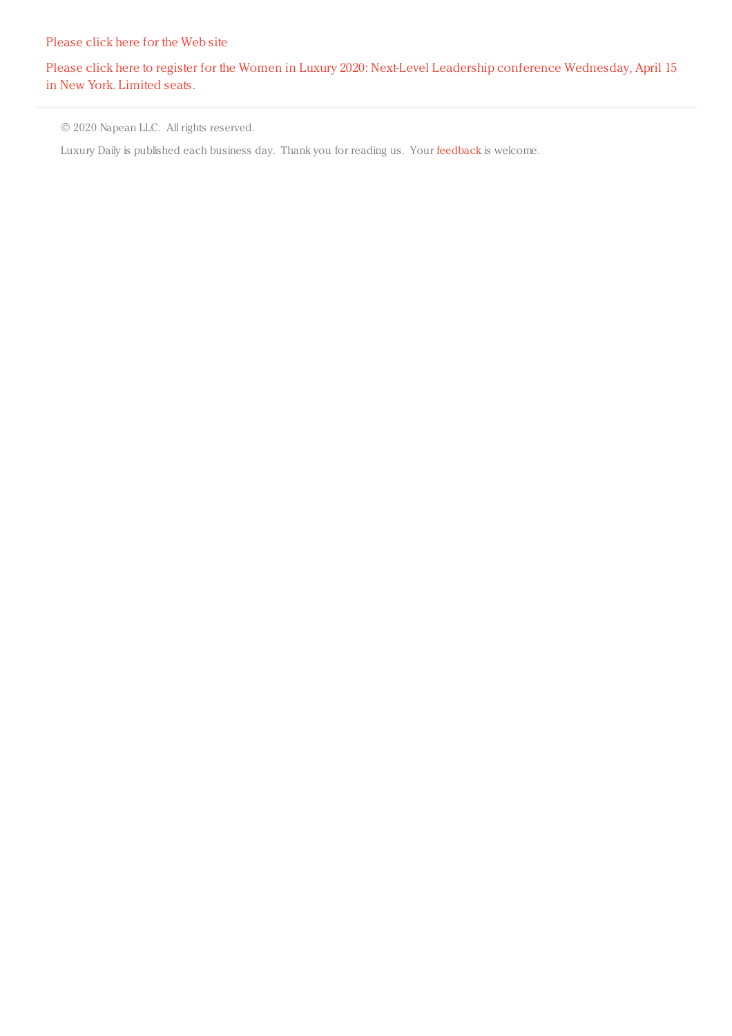Please click here for the Web site

Please click here to register for the Women in Luxury 2020: Next-Level Leadership conference Wednesday, April 15 in New York. Limited seats.

---

© 2020 Napean LLC. All rights reserved.

Luxury Daily is published each business day. Thank you for reading us. Your feedback is welcome.